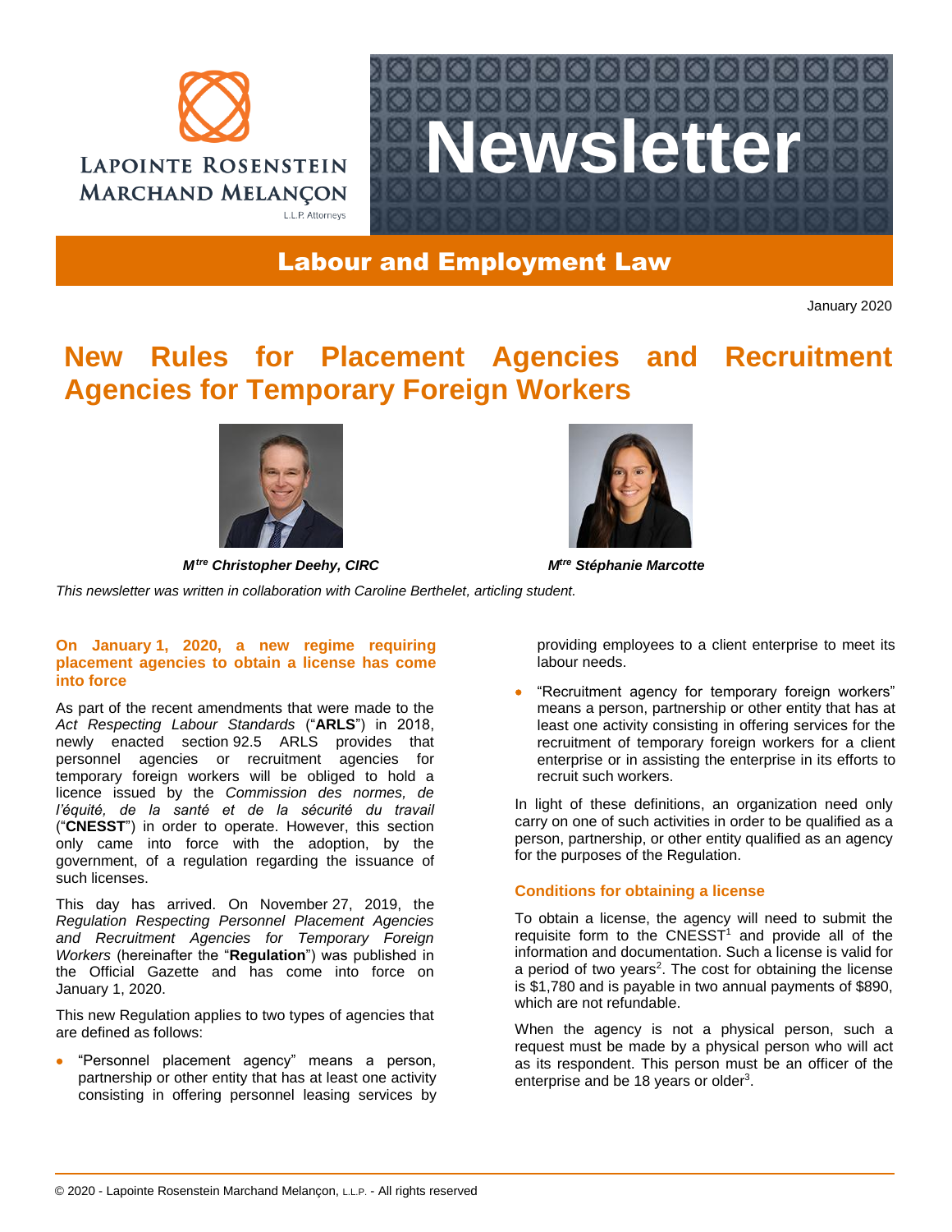Lapointe Rosenstein Marchand Melançon L.L.P. Attorneys

Newsletter

## Labour and Employment Law

January 2020

# New Rules for Placement Agencies and Recruitment Agencies for Temporary Foreign Workers

***M^tre^ Christopher Deehy, CIRC***

***M^tre^ Stéphanie Marcotte***

*This newsletter was written in collaboration with Caroline Berthelet, articling student.*

### On January 1, 2020, a new regime requiring placement agencies to obtain a license has come into force

As part of the recent amendments that were made to the *Act Respecting Labour Standards* ("**ARLS**") in 2018, newly enacted section 92.5 ARLS provides that personnel agencies or recruitment agencies for temporary foreign workers will be obliged to hold a licence issued by the *Commission des normes, de l'équité, de la santé et de la sécurité du travail* ("**CNESST**") in order to operate. However, this section only came into force with the adoption, by the government, of a regulation regarding the issuance of such licenses.

This day has arrived. On November 27, 2019, the *Regulation Respecting Personnel Placement Agencies and Recruitment Agencies for Temporary Foreign Workers* (hereinafter the "**Regulation**") was published in the Official Gazette and has come into force on January 1, 2020.

This new Regulation applies to two types of agencies that are defined as follows:

- "Personnel placement agency" means a person, partnership or other entity that has at least one activity consisting in offering personnel leasing services by providing employees to a client enterprise to meet its labour needs.
- "Recruitment agency for temporary foreign workers" means a person, partnership or other entity that has at least one activity consisting in offering services for the recruitment of temporary foreign workers for a client enterprise or in assisting the enterprise in its efforts to recruit such workers.

In light of these definitions, an organization need only carry on one of such activities in order to be qualified as a person, partnership, or other entity qualified as an agency for the purposes of the Regulation.

### Conditions for obtaining a license

To obtain a license, the agency will need to submit the requisite form to the CNESST[1] and provide all of the information and documentation. Such a license is valid for a period of two years[2]. The cost for obtaining the license is $1,780 and is payable in two annual payments of $890, which are not refundable.

When the agency is not a physical person, such a request must be made by a physical person who will act as its respondent. This person must be an officer of the enterprise and be 18 years or older[3].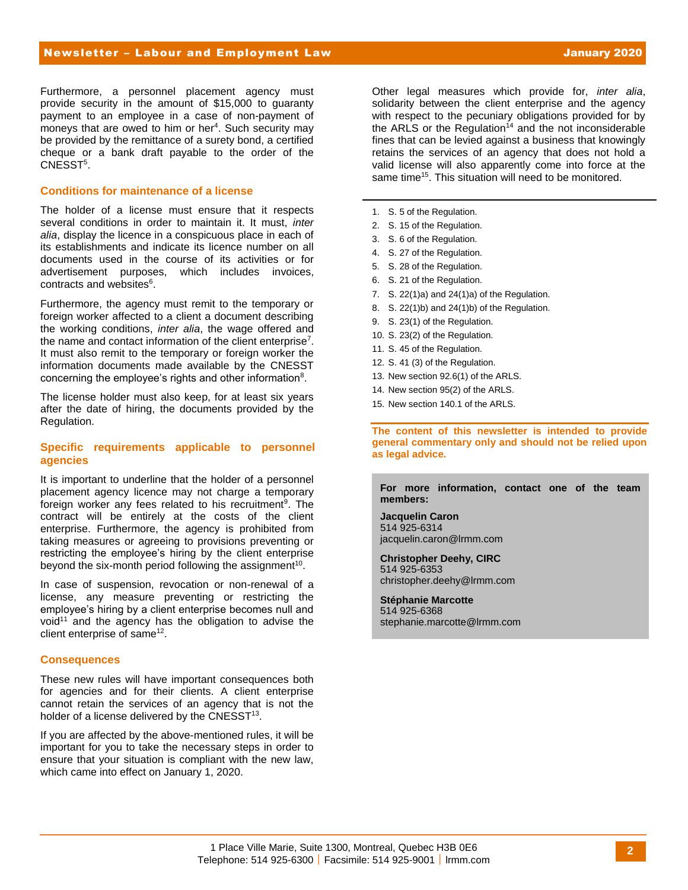Furthermore, a personnel placement agency must provide security in the amount of $15,000 to guaranty payment to an employee in a case of non-payment of moneys that are owed to him or her[4]. Such security may be provided by the remittance of a surety bond, a certified cheque or a bank draft payable to the order of the CNESST[5].

### Conditions for maintenance of a license

The holder of a license must ensure that it respects several conditions in order to maintain it. It must, *inter alia*, display the licence in a conspicuous place in each of its establishments and indicate its licence number on all documents used in the course of its activities or for advertisement purposes, which includes invoices, contracts and websites[6].

Furthermore, the agency must remit to the temporary or foreign worker affected to a client a document describing the working conditions, *inter alia*, the wage offered and the name and contact information of the client enterprise[7]. It must also remit to the temporary or foreign worker the information documents made available by the CNESST concerning the employee's rights and other information[8].

The license holder must also keep, for at least six years after the date of hiring, the documents provided by the Regulation.

### Specific requirements applicable to personnel agencies

It is important to underline that the holder of a personnel placement agency licence may not charge a temporary foreign worker any fees related to his recruitment[9]. The contract will be entirely at the costs of the client enterprise. Furthermore, the agency is prohibited from taking measures or agreeing to provisions preventing or restricting the employee's hiring by the client enterprise beyond the six-month period following the assignment[10].

In case of suspension, revocation or non-renewal of a license, any measure preventing or restricting the employee's hiring by a client enterprise becomes null and void[11] and the agency has the obligation to advise the client enterprise of same[12].

### Consequences

These new rules will have important consequences both for agencies and for their clients. A client enterprise cannot retain the services of an agency that is not the holder of a license delivered by the CNESST[13].

If you are affected by the above-mentioned rules, it will be important for you to take the necessary steps in order to ensure that your situation is compliant with the new law, which came into effect on January 1, 2020.

Other legal measures which provide for, *inter alia*, solidarity between the client enterprise and the agency with respect to the pecuniary obligations provided for by the ARLS or the Regulation[14] and the not inconsiderable fines that can be levied against a business that knowingly retains the services of an agency that does not hold a valid license will also apparently come into force at the same time[15]. This situation will need to be monitored.

---

1. S. 5 of the Regulation.
2. S. 15 of the Regulation.
3. S. 6 of the Regulation.
4. S. 27 of the Regulation.
5. S. 28 of the Regulation.
6. S. 21 of the Regulation.
7. S. 22(1)a) and 24(1)a) of the Regulation.
8. S. 22(1)b) and 24(1)b) of the Regulation.
9. S. 23(1) of the Regulation.
10. S. 23(2) of the Regulation.
11. S. 45 of the Regulation.
12. S. 41 (3) of the Regulation.
13. New section 92.6(1) of the ARLS.
14. New section 95(2) of the ARLS.
15. New section 140.1 of the ARLS.

**The content of this newsletter is intended to provide general commentary only and should not be relied upon as legal advice.**

**For more information, contact one of the team members:**

**Jacquelin Caron**
514 925-6314
jacquelin.caron@lrmm.com

**Christopher Deehy, CIRC**
514 925-6353
christopher.deehy@lrmm.com

**Stéphanie Marcotte**
514 925-6368
stephanie.marcotte@lrmm.com

1 Place Ville Marie, Suite 1300, Montreal, Quebec H3B 0E6
Telephone: 514 925-6300 | Facsimile: 514 925-9001 | lrmm.com